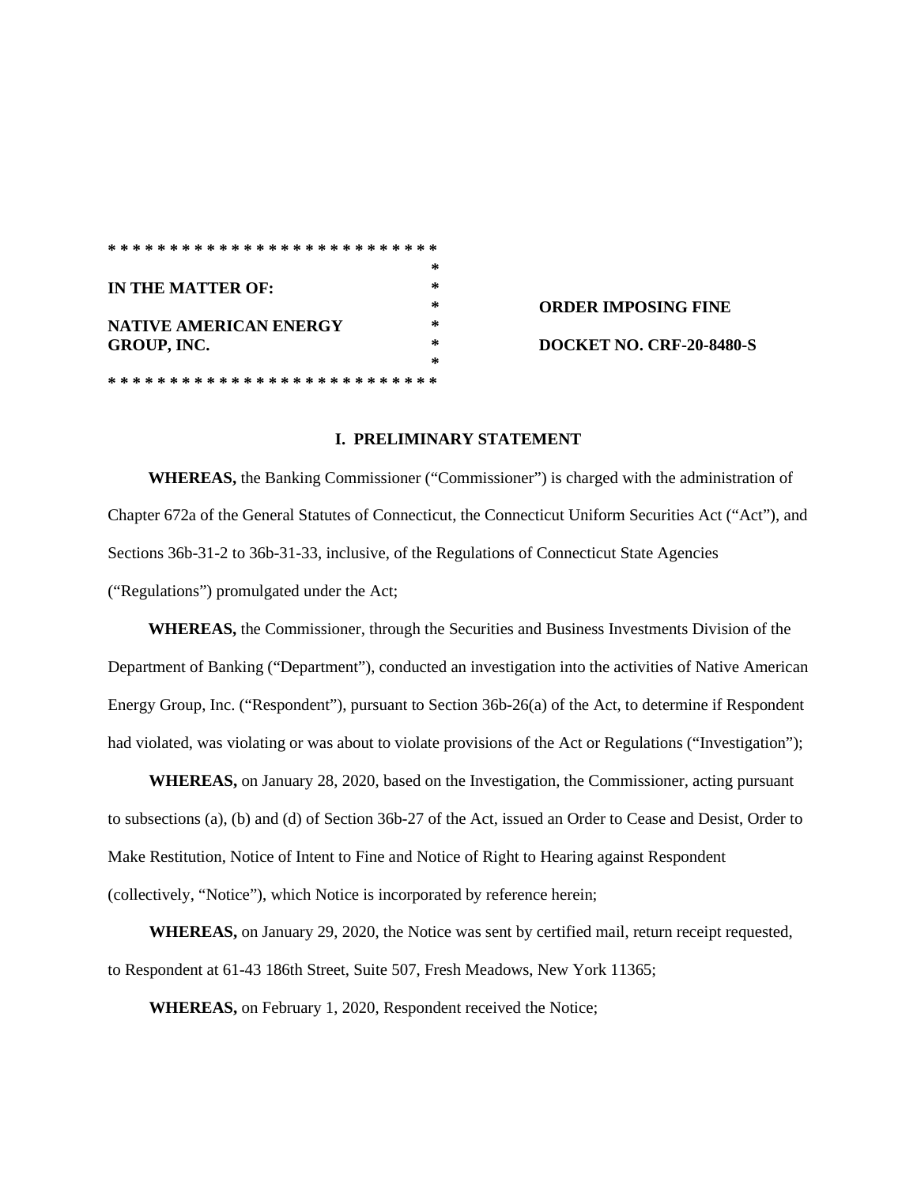\* \* \* \* \* \* \* \* \* \* \* \* \* \* \* \* \* \* \* \* \* \* \* \* \* \* \*

**IN THE MATTER OF:**

**NATIVE AMERICAN ENERGY GROUP, INC.**

\* \* \* \* \* \* \* \* \* \* \* \* \* \* \* \* \* \* \* \* \* \* \* \* \* \* \*

**ORDER IMPOSING FINE**

**DOCKET NO. CRF-20-8480-S**

## I. PRELIMINARY STATEMENT

**WHEREAS,** the Banking Commissioner ("Commissioner") is charged with the administration of Chapter 672a of the General Statutes of Connecticut, the Connecticut Uniform Securities Act ("Act"), and Sections 36b-31-2 to 36b-31-33, inclusive, of the Regulations of Connecticut State Agencies ("Regulations") promulgated under the Act;

**WHEREAS,** the Commissioner, through the Securities and Business Investments Division of the Department of Banking ("Department"), conducted an investigation into the activities of Native American Energy Group, Inc. ("Respondent"), pursuant to Section 36b-26(a) of the Act, to determine if Respondent had violated, was violating or was about to violate provisions of the Act or Regulations ("Investigation");

**WHEREAS,** on January 28, 2020, based on the Investigation, the Commissioner, acting pursuant to subsections (a), (b) and (d) of Section 36b-27 of the Act, issued an Order to Cease and Desist, Order to Make Restitution, Notice of Intent to Fine and Notice of Right to Hearing against Respondent (collectively, "Notice"), which Notice is incorporated by reference herein;

**WHEREAS,** on January 29, 2020, the Notice was sent by certified mail, return receipt requested, to Respondent at 61-43 186th Street, Suite 507, Fresh Meadows, New York 11365;

**WHEREAS,** on February 1, 2020, Respondent received the Notice;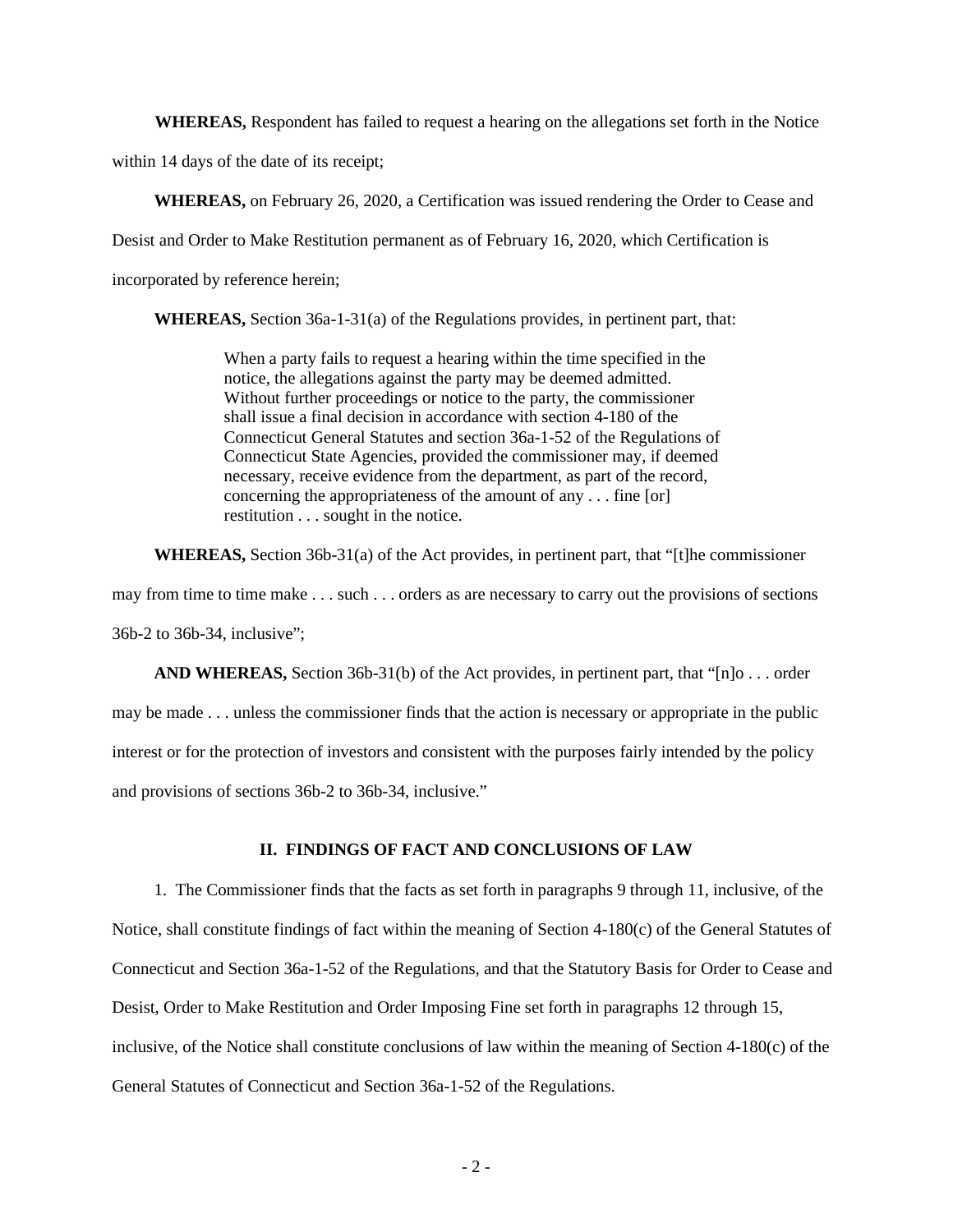**WHEREAS,** Respondent has failed to request a hearing on the allegations set forth in the Notice within 14 days of the date of its receipt;

**WHEREAS,** on February 26, 2020, a Certification was issued rendering the Order to Cease and Desist and Order to Make Restitution permanent as of February 16, 2020, which Certification is incorporated by reference herein;

**WHEREAS,** Section 36a-1-31(a) of the Regulations provides, in pertinent part, that:

> When a party fails to request a hearing within the time specified in the notice, the allegations against the party may be deemed admitted. Without further proceedings or notice to the party, the commissioner shall issue a final decision in accordance with section 4-180 of the Connecticut General Statutes and section 36a-1-52 of the Regulations of Connecticut State Agencies, provided the commissioner may, if deemed necessary, receive evidence from the department, as part of the record, concerning the appropriateness of the amount of any . . . fine [or] restitution . . . sought in the notice.

**WHEREAS,** Section 36b-31(a) of the Act provides, in pertinent part, that "[t]he commissioner may from time to time make . . . such . . . orders as are necessary to carry out the provisions of sections 36b-2 to 36b-34, inclusive";

**AND WHEREAS,** Section 36b-31(b) of the Act provides, in pertinent part, that "[n]o . . . order may be made . . . unless the commissioner finds that the action is necessary or appropriate in the public interest or for the protection of investors and consistent with the purposes fairly intended by the policy and provisions of sections 36b-2 to 36b-34, inclusive."

## II. FINDINGS OF FACT AND CONCLUSIONS OF LAW

1. The Commissioner finds that the facts as set forth in paragraphs 9 through 11, inclusive, of the Notice, shall constitute findings of fact within the meaning of Section 4-180(c) of the General Statutes of Connecticut and Section 36a-1-52 of the Regulations, and that the Statutory Basis for Order to Cease and Desist, Order to Make Restitution and Order Imposing Fine set forth in paragraphs 12 through 15, inclusive, of the Notice shall constitute conclusions of law within the meaning of Section 4-180(c) of the General Statutes of Connecticut and Section 36a-1-52 of the Regulations.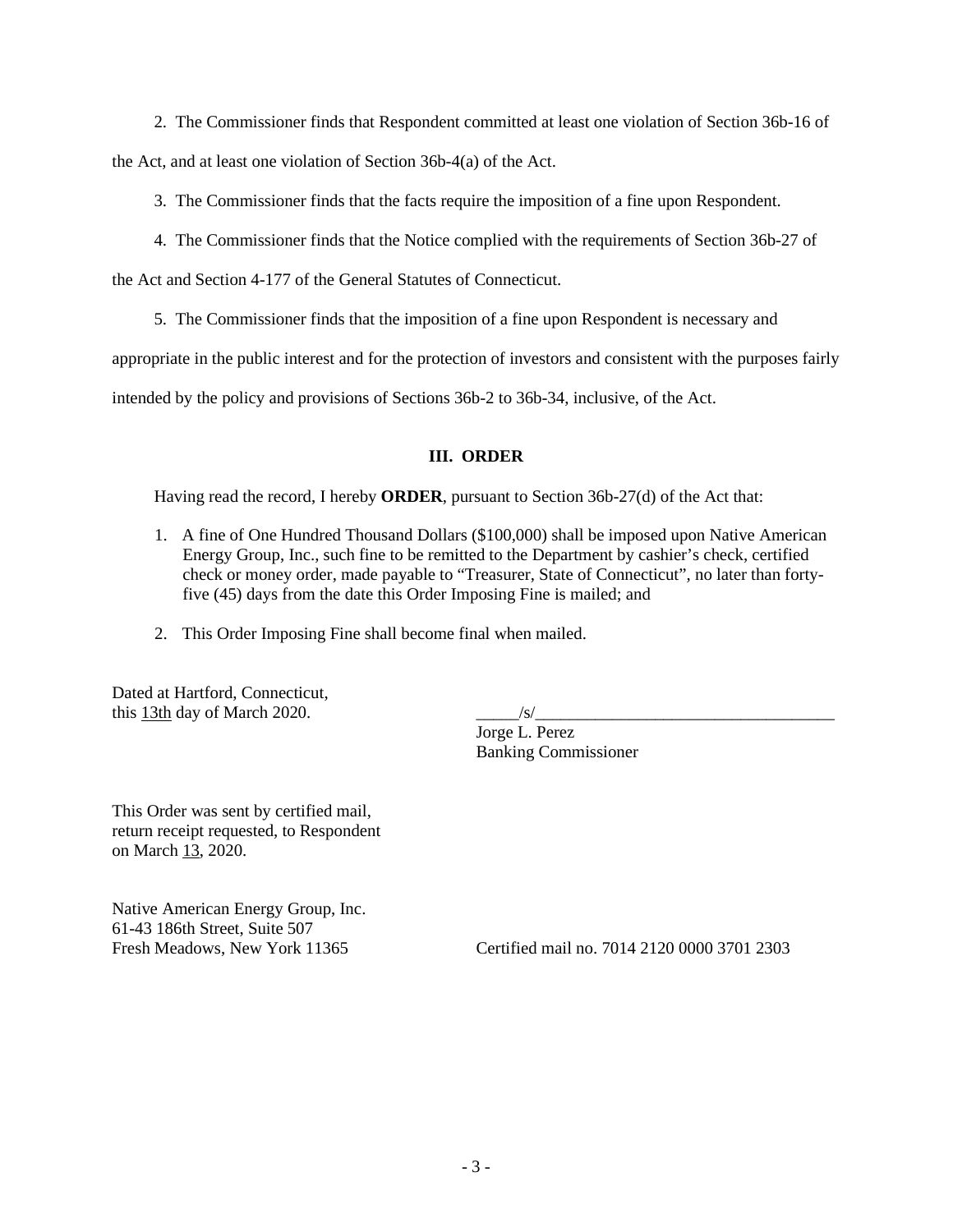2. The Commissioner finds that Respondent committed at least one violation of Section 36b-16 of the Act, and at least one violation of Section 36b-4(a) of the Act.

3. The Commissioner finds that the facts require the imposition of a fine upon Respondent.

4. The Commissioner finds that the Notice complied with the requirements of Section 36b-27 of the Act and Section 4-177 of the General Statutes of Connecticut.

5. The Commissioner finds that the imposition of a fine upon Respondent is necessary and appropriate in the public interest and for the protection of investors and consistent with the purposes fairly intended by the policy and provisions of Sections 36b-2 to 36b-34, inclusive, of the Act.

## III. ORDER

Having read the record, I hereby **ORDER**, pursuant to Section 36b-27(d) of the Act that:

1. A fine of One Hundred Thousand Dollars ($100,000) shall be imposed upon Native American Energy Group, Inc., such fine to be remitted to the Department by cashier's check, certified check or money order, made payable to "Treasurer, State of Connecticut", no later than forty-five (45) days from the date this Order Imposing Fine is mailed; and

2. This Order Imposing Fine shall become final when mailed.

Dated at Hartford, Connecticut,
this 13th day of March 2020.

_____/s/___________________________________
Jorge L. Perez
Banking Commissioner

This Order was sent by certified mail, return receipt requested, to Respondent on March 13, 2020.

Native American Energy Group, Inc.
61-43 186th Street, Suite 507
Fresh Meadows, New York 11365

Certified mail no. 7014 2120 0000 3701 2303